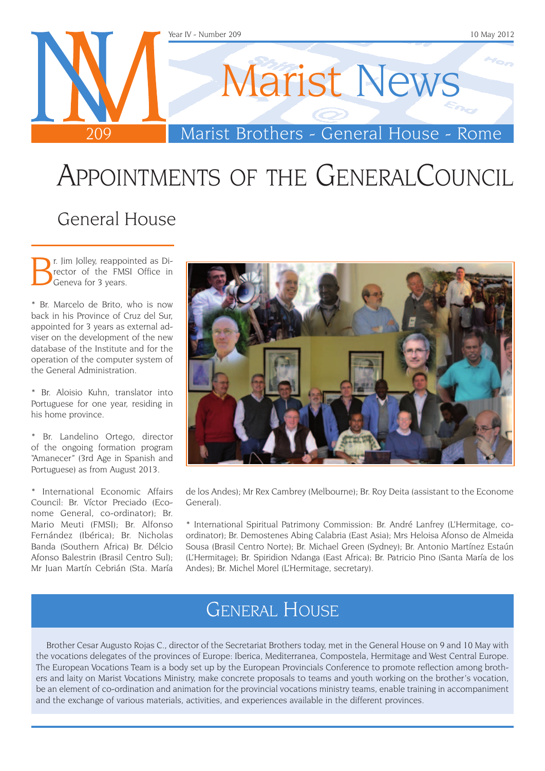# Marist News

Marist Brothers - General House - Rome

# Appointments of the General Council

## General House

Br. Jim Jolley, reappointed as Director of the FMSI Office in Geneva for 3 years.

* Br. Marcelo de Brito, who is now back in his Province of Cruz del Sur, appointed for 3 years as external adviser on the development of the new database of the Institute and for the operation of the computer system of the General Administration.

* Br. Aloisio Kuhn, translator into Portuguese for one year, residing in his home province.

* Br. Landelino Ortego, director of the ongoing formation program "Amanecer" (3rd Age in Spanish and Portuguese) as from August 2013.

* International Economic Affairs Council: Br. Víctor Preciado (Econome General, co-ordinator); Br. Mario Meuti (FMSI); Br. Alfonso Fernández (Ibérica); Br. Nicholas Banda (Southern Africa) Br. Délcio Afonso Balestrin (Brasil Centro Sul); Mr Juan Martín Cebrián (Sta. María de los Andes); Mr Rex Cambrey (Melbourne); Br. Roy Deita (assistant to the Econome General).

* International Spiritual Patrimony Commission: Br. André Lanfrey (L'Hermitage, co-ordinator); Br. Demostenes Abing Calabria (East Asia); Mrs Heloisa Afonso de Almeida Sousa (Brasil Centro Norte); Br. Michael Green (Sydney); Br. Antonio Martínez Estaún (L'Hermitage); Br. Spiridion Ndanga (East Africa); Br. Patricio Pino (Santa María de los Andes); Br. Michel Morel (L'Hermitage, secretary).

## General House

Brother Cesar Augusto Rojas C., director of the Secretariat Brothers today, met in the General House on 9 and 10 May with the vocations delegates of the provinces of Europe: Iberica, Mediterranea, Compostela, Hermitage and West Central Europe. The European Vocations Team is a body set up by the European Provincials Conference to promote reflection among brothers and laity on Marist Vocations Ministry, make concrete proposals to teams and youth working on the brother's vocation, be an element of co-ordination and animation for the provincial vocations ministry teams, enable training in accompaniment and the exchange of various materials, activities, and experiences available in the different provinces.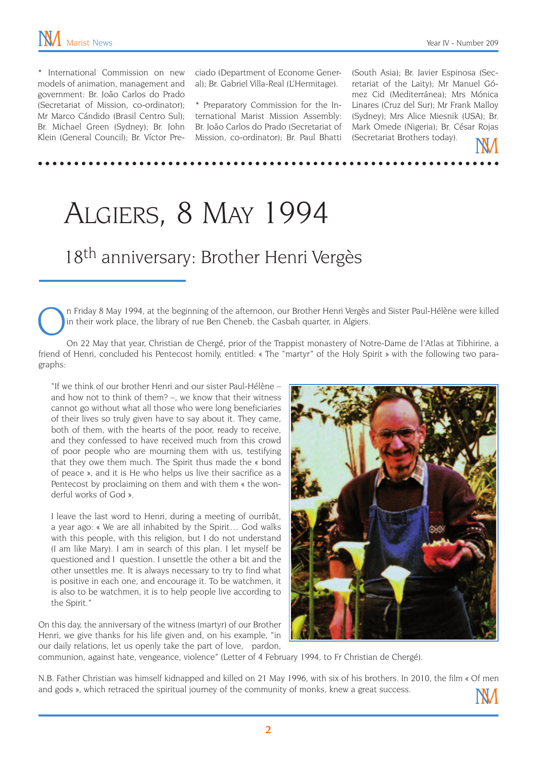* International Commission on new models of animation, management and government: Br. João Carlos do Prado (Secretariat of Mission, co-ordinator); Mr Marco Cándido (Brasil Centro Sul); Br. Michael Green (Sydney); Br. John Klein (General Council); Br. Víctor Preciado (Department of Econome General); Br. Gabriel Villa-Real (L'Hermitage).

* Preparatory Commission for the International Marist Mission Assembly: Br. João Carlos do Prado (Secretariat of Mission, co-ordinator); Br. Paul Bhatti (South Asia); Br. Javier Espinosa (Secretariat of the Laity); Mr Manuel Gómez Cid (Mediterránea); Mrs Mónica Linares (Cruz del Sur); Mr Frank Malloy (Sydney); Mrs Alice Miesnik (USA); Br. Mark Omede (Nigeria); Br. César Rojas (Secretariat Brothers today).

# Algiers, 8 May 1994

## 18th anniversary: Brother Henri Vergès

On Friday 8 May 1994, at the beginning of the afternoon, our Brother Henri Vergès and Sister Paul-Hélène were killed in their work place, the library of rue Ben Cheneb, the Casbah quarter, in Algiers.

On 22 May that year, Christian de Chergé, prior of the Trappist monastery of Notre-Dame de l'Atlas at Tibhirine, a friend of Henri, concluded his Pentecost homily, entitled: « The "martyr" of the Holy Spirit » with the following two paragraphs:

"If we think of our brother Henri and our sister Paul-Hélène – and how not to think of them? –, we know that their witness cannot go without what all those who were long beneficiaries of their lives so truly given have to say about it. They came, both of them, with the hearts of the poor, ready to receive, and they confessed to have received much from this crowd of poor people who are mourning them with us, testifying that they owe them much. The Spirit thus made the « bond of peace », and it is He who helps us live their sacrifice as a Pentecost by proclaiming on them and with them « the wonderful works of God ».

I leave the last word to Henri, during a meeting of ourribât, a year ago: « We are all inhabited by the Spirit… God walks with this people, with this religion, but I do not understand (I am like Mary). I am in search of this plan. I let myself be questioned and I question. I unsettle the other a bit and the other unsettles me. It is always necessary to try to find what is positive in each one, and encourage it. To be watchmen, it is also to be watchmen, it is to help people live according to the Spirit."

On this day, the anniversary of the witness (martyr) of our Brother Henri, we give thanks for his life given and, on his example, "in our daily relations, let us openly take the part of love, pardon, communion, against hate, vengeance, violence" (Letter of 4 February 1994, to Fr Christian de Chergé).

N.B. Father Christian was himself kidnapped and killed on 21 May 1996, with six of his brothers. In 2010, the film « Of men and gods », which retraced the spiritual journey of the community of monks, knew a great success.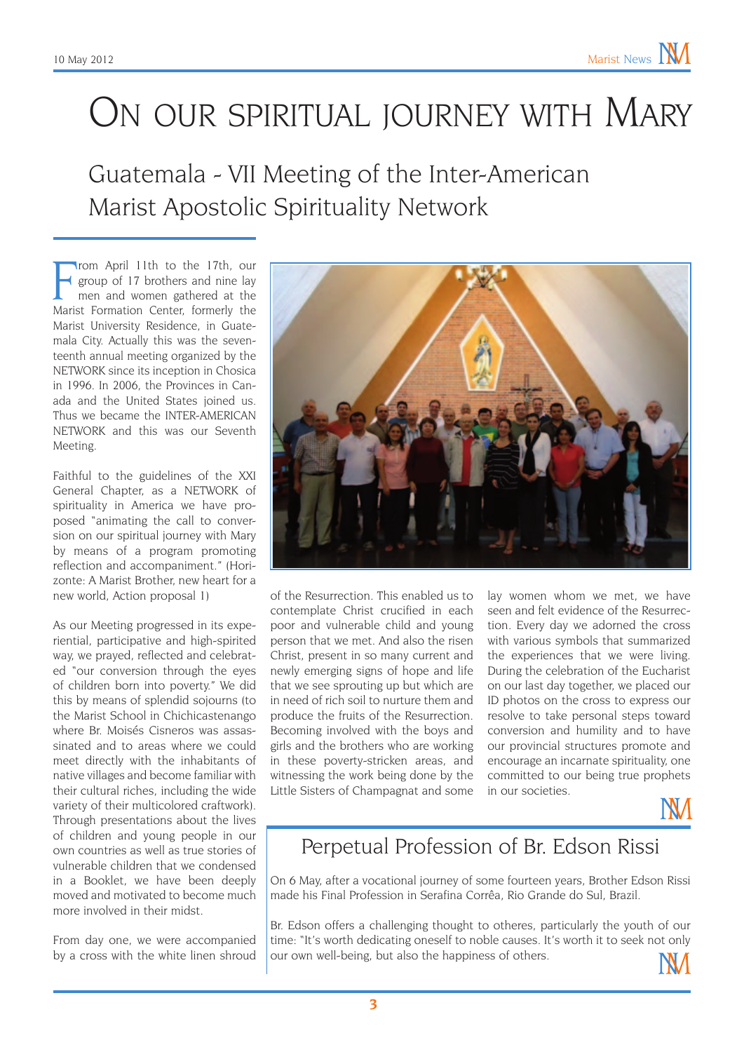# On our spiritual journey with Mary

## Guatemala - VII Meeting of the Inter-American Marist Apostolic Spirituality Network

From April 11th to the 17th, our group of 17 brothers and nine lay men and women gathered at the Marist Formation Center, formerly the Marist University Residence, in Guatemala City. Actually this was the seventeenth annual meeting organized by the NETWORK since its inception in Chosica in 1996. In 2006, the Provinces in Canada and the United States joined us. Thus we became the INTER-AMERICAN NETWORK and this was our Seventh Meeting.

Faithful to the guidelines of the XXI General Chapter, as a NETWORK of spirituality in America we have proposed "animating the call to conversion on our spiritual journey with Mary by means of a program promoting reflection and accompaniment." (Horizonte: A Marist Brother, new heart for a new world, Action proposal 1)

As our Meeting progressed in its experiential, participative and high-spirited way, we prayed, reflected and celebrated "our conversion through the eyes of children born into poverty." We did this by means of splendid sojourns (to the Marist School in Chichicastenango where Br. Moisés Cisneros was assassinated and to areas where we could meet directly with the inhabitants of native villages and become familiar with their cultural riches, including the wide variety of their multicolored craftwork). Through presentations about the lives of children and young people in our own countries as well as true stories of vulnerable children that we condensed in a Booklet, we have been deeply moved and motivated to become much more involved in their midst.

From day one, we were accompanied by a cross with the white linen shroud of the Resurrection. This enabled us to contemplate Christ crucified in each poor and vulnerable child and young person that we met. And also the risen Christ, present in so many current and newly emerging signs of hope and life that we see sprouting up but which are in need of rich soil to nurture them and produce the fruits of the Resurrection. Becoming involved with the boys and girls and the brothers who are working in these poverty-stricken areas, and witnessing the work being done by the Little Sisters of Champagnat and some lay women whom we met, we have seen and felt evidence of the Resurrection. Every day we adorned the cross with various symbols that summarized the experiences that we were living. During the celebration of the Eucharist on our last day together, we placed our ID photos on the cross to express our resolve to take personal steps toward conversion and humility and to have our provincial structures promote and encourage an incarnate spirituality, one committed to our being true prophets in our societies.

## Perpetual Profession of Br. Edson Rissi

On 6 May, after a vocational journey of some fourteen years, Brother Edson Rissi made his Final Profession in Serafina Corrêa, Rio Grande do Sul, Brazil.

Br. Edson offers a challenging thought to otheres, particularly the youth of our time: "It's worth dedicating oneself to noble causes. It's worth it to seek not only our own well-being, but also the happiness of others.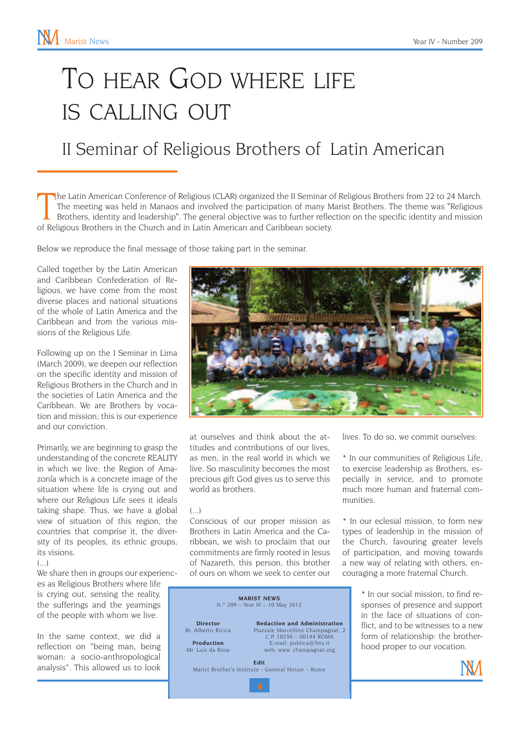# TO HEAR GOD WHERE LIFE IS CALLING OUT

## II Seminar of Religious Brothers of Latin American

The Latin American Conference of Religious (CLAR) organized the II Seminar of Religious Brothers from 22 to 24 March. The meeting was held in Manaos and involved the participation of many Marist Brothers. The theme was "Religious Brothers, identity and leadership". The general objective was to further reflection on the specific identity and mission of Religious Brothers in the Church and in Latin American and Caribbean society.

Below we reproduce the final message of those taking part in the seminar.

Called together by the Latin American and Caribbean Confederation of Religious, we have come from the most diverse places and national situations of the whole of Latin America and the Caribbean and from the various missions of the Religious Life.

Following up on the I Seminar in Lima (March 2009), we deepen our reflection on the specific identity and mission of Religious Brothers in the Church and in the societies of Latin America and the Caribbean. We are Brothers by vocation and mission; this is our experience and our conviction.

Primarily, we are beginning to grasp the understanding of the concrete REALITY in which we live: the Region of Amazonía which is a concrete image of the situation where life is crying out and where our Religious Life sees it ideals taking shape. Thus, we have a global view of situation of this region, the countries that comprise it, the diversity of its peoples, its ethnic groups, its visions.

(...)

We share then in groups our experiences as Religious Brothers where life is crying out, sensing the reality, the sufferings and the yearnings of the people with whom we live.

In the same context, we did a reflection on "being man, being woman: a socio-anthropological analysis". This allowed us to look at ourselves and think about the attitudes and contributions of our lives, as men, in the real world in which we live. So masculinity becomes the most precious gift God gives us to serve this world as brothers.

(...)

Conscious of our proper mission as Brothers in Latin America and the Caribbean, we wish to proclaim that our commitments are firmly rooted in Jesus of Nazareth, this person, this brother of ours on whom we seek to center our lives. To do so, we commit ourselves:

* In our communities of Religious Life, to exercise leadership as Brothers, especially in service, and to promote much more human and fraternal communities.

* In our eclesial mission, to form new types of leadership in the mission of the Church, favouring greater levels of participation, and moving towards a new way of relating with others, encouraging a more fraternal Church.

* In our social mission, to find responses of presence and support in the face of situations of conflict, and to be witnesses to a new form of relationship: the brotherhood proper to our vocation.

**MARIST NEWS**
N.º 209 – Year IV – 10 May 2012

**Director**
Br. Alberto Ricica

**Production**
Mr. Luiz da Rosa

**Redaction and Administration**
Piazzale Marcellino Champagnat, 2
C.P. 10250 – 00144 ROMA
E-mail: publica@fms.it
web: www. champagnat.org

**Edit**
Marist Brother's Institute - General House – Rome